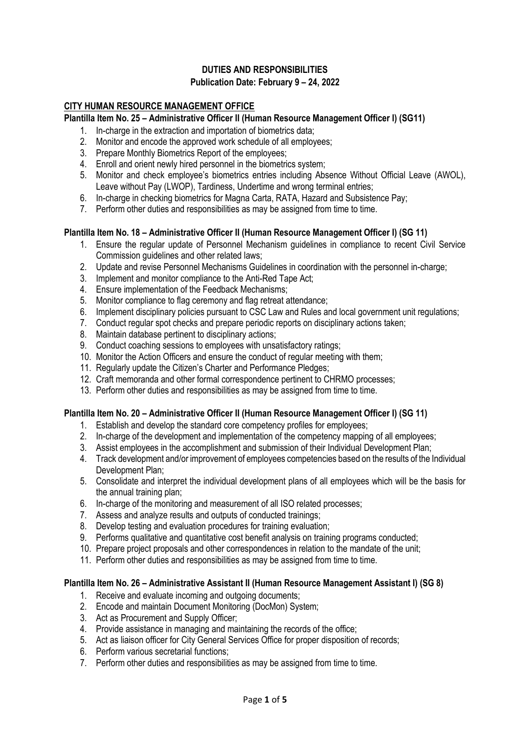# DUTIES AND RESPONSIBILITIES

**Publication Date: February 9 – 24, 2022**

## CITY HUMAN RESOURCE MANAGEMENT OFFICE

### Plantilla Item No. 25 – Administrative Officer II (Human Resource Management Officer I) (SG11)

1. In-charge in the extraction and importation of biometrics data;
2. Monitor and encode the approved work schedule of all employees;
3. Prepare Monthly Biometrics Report of the employees;
4. Enroll and orient newly hired personnel in the biometrics system;
5. Monitor and check employee's biometrics entries including Absence Without Official Leave (AWOL), Leave without Pay (LWOP), Tardiness, Undertime and wrong terminal entries;
6. In-charge in checking biometrics for Magna Carta, RATA, Hazard and Subsistence Pay;
7. Perform other duties and responsibilities as may be assigned from time to time.

### Plantilla Item No. 18 – Administrative Officer II (Human Resource Management Officer I) (SG 11)

1. Ensure the regular update of Personnel Mechanism guidelines in compliance to recent Civil Service Commission guidelines and other related laws;
2. Update and revise Personnel Mechanisms Guidelines in coordination with the personnel in-charge;
3. Implement and monitor compliance to the Anti-Red Tape Act;
4. Ensure implementation of the Feedback Mechanisms;
5. Monitor compliance to flag ceremony and flag retreat attendance;
6. Implement disciplinary policies pursuant to CSC Law and Rules and local government unit regulations;
7. Conduct regular spot checks and prepare periodic reports on disciplinary actions taken;
8. Maintain database pertinent to disciplinary actions;
9. Conduct coaching sessions to employees with unsatisfactory ratings;
10. Monitor the Action Officers and ensure the conduct of regular meeting with them;
11. Regularly update the Citizen's Charter and Performance Pledges;
12. Craft memoranda and other formal correspondence pertinent to CHRMO processes;
13. Perform other duties and responsibilities as may be assigned from time to time.

### Plantilla Item No. 20 – Administrative Officer II (Human Resource Management Officer I) (SG 11)

1. Establish and develop the standard core competency profiles for employees;
2. In-charge of the development and implementation of the competency mapping of all employees;
3. Assist employees in the accomplishment and submission of their Individual Development Plan;
4. Track development and/or improvement of employees competencies based on the results of the Individual Development Plan;
5. Consolidate and interpret the individual development plans of all employees which will be the basis for the annual training plan;
6. In-charge of the monitoring and measurement of all ISO related processes;
7. Assess and analyze results and outputs of conducted trainings;
8. Develop testing and evaluation procedures for training evaluation;
9. Performs qualitative and quantitative cost benefit analysis on training programs conducted;
10. Prepare project proposals and other correspondences in relation to the mandate of the unit;
11. Perform other duties and responsibilities as may be assigned from time to time.

### Plantilla Item No. 26 – Administrative Assistant II (Human Resource Management Assistant I) (SG 8)

1. Receive and evaluate incoming and outgoing documents;
2. Encode and maintain Document Monitoring (DocMon) System;
3. Act as Procurement and Supply Officer;
4. Provide assistance in managing and maintaining the records of the office;
5. Act as liaison officer for City General Services Office for proper disposition of records;
6. Perform various secretarial functions;
7. Perform other duties and responsibilities as may be assigned from time to time.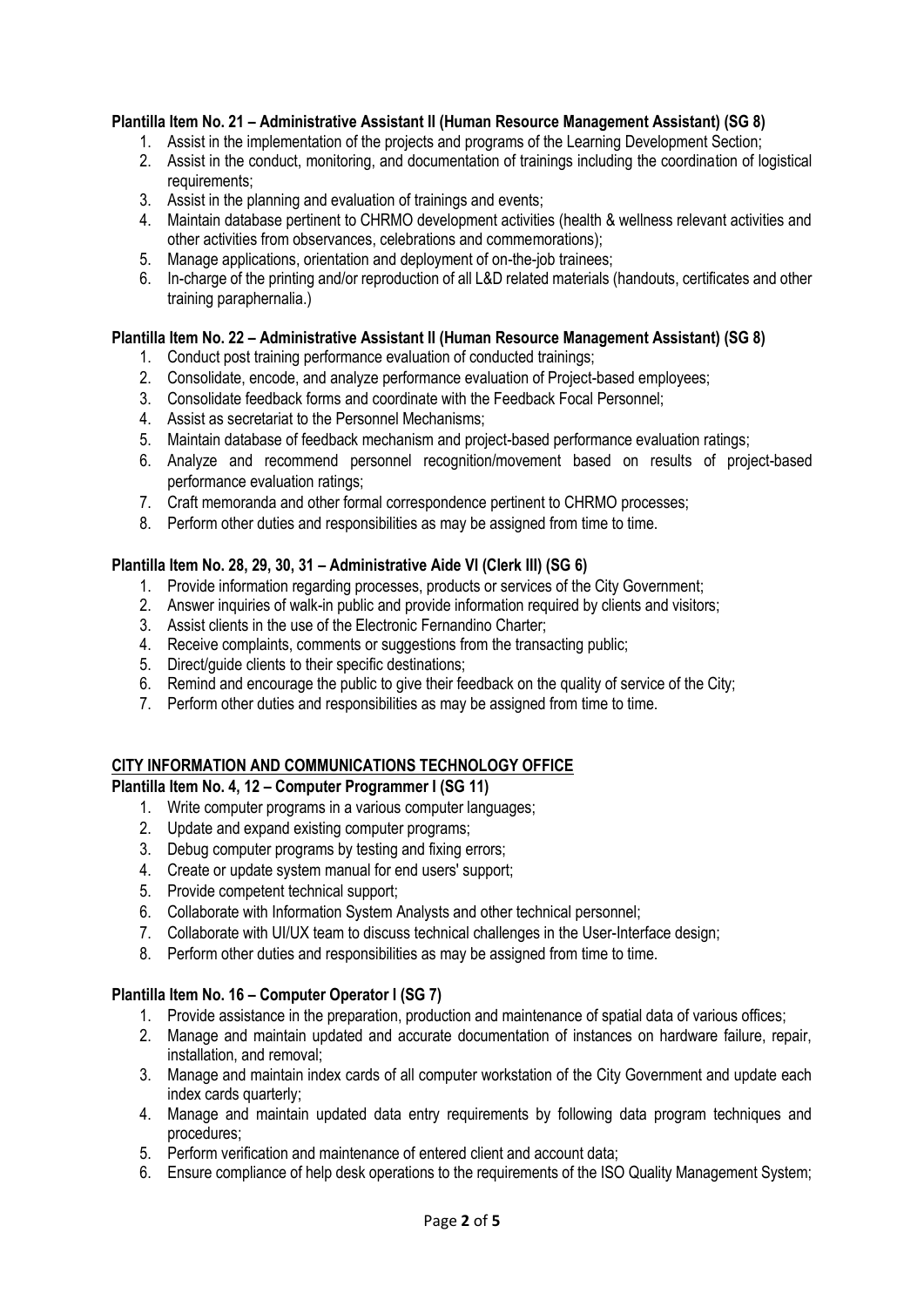**Plantilla Item No. 21 – Administrative Assistant II (Human Resource Management Assistant) (SG 8)**

1. Assist in the implementation of the projects and programs of the Learning Development Section;
2. Assist in the conduct, monitoring, and documentation of trainings including the coordination of logistical requirements;
3. Assist in the planning and evaluation of trainings and events;
4. Maintain database pertinent to CHRMO development activities (health & wellness relevant activities and other activities from observances, celebrations and commemorations);
5. Manage applications, orientation and deployment of on-the-job trainees;
6. In-charge of the printing and/or reproduction of all L&D related materials (handouts, certificates and other training paraphernalia.)

**Plantilla Item No. 22 – Administrative Assistant II (Human Resource Management Assistant) (SG 8)**

1. Conduct post training performance evaluation of conducted trainings;
2. Consolidate, encode, and analyze performance evaluation of Project-based employees;
3. Consolidate feedback forms and coordinate with the Feedback Focal Personnel;
4. Assist as secretariat to the Personnel Mechanisms;
5. Maintain database of feedback mechanism and project-based performance evaluation ratings;
6. Analyze and recommend personnel recognition/movement based on results of project-based performance evaluation ratings;
7. Craft memoranda and other formal correspondence pertinent to CHRMO processes;
8. Perform other duties and responsibilities as may be assigned from time to time.

**Plantilla Item No. 28, 29, 30, 31 – Administrative Aide VI (Clerk III) (SG 6)**

1. Provide information regarding processes, products or services of the City Government;
2. Answer inquiries of walk-in public and provide information required by clients and visitors;
3. Assist clients in the use of the Electronic Fernandino Charter;
4. Receive complaints, comments or suggestions from the transacting public;
5. Direct/guide clients to their specific destinations;
6. Remind and encourage the public to give their feedback on the quality of service of the City;
7. Perform other duties and responsibilities as may be assigned from time to time.

## CITY INFORMATION AND COMMUNICATIONS TECHNOLOGY OFFICE

**Plantilla Item No. 4, 12 – Computer Programmer I (SG 11)**

1. Write computer programs in a various computer languages;
2. Update and expand existing computer programs;
3. Debug computer programs by testing and fixing errors;
4. Create or update system manual for end users' support;
5. Provide competent technical support;
6. Collaborate with Information System Analysts and other technical personnel;
7. Collaborate with UI/UX team to discuss technical challenges in the User-Interface design;
8. Perform other duties and responsibilities as may be assigned from time to time.

**Plantilla Item No. 16 – Computer Operator I (SG 7)**

1. Provide assistance in the preparation, production and maintenance of spatial data of various offices;
2. Manage and maintain updated and accurate documentation of instances on hardware failure, repair, installation, and removal;
3. Manage and maintain index cards of all computer workstation of the City Government and update each index cards quarterly;
4. Manage and maintain updated data entry requirements by following data program techniques and procedures;
5. Perform verification and maintenance of entered client and account data;
6. Ensure compliance of help desk operations to the requirements of the ISO Quality Management System;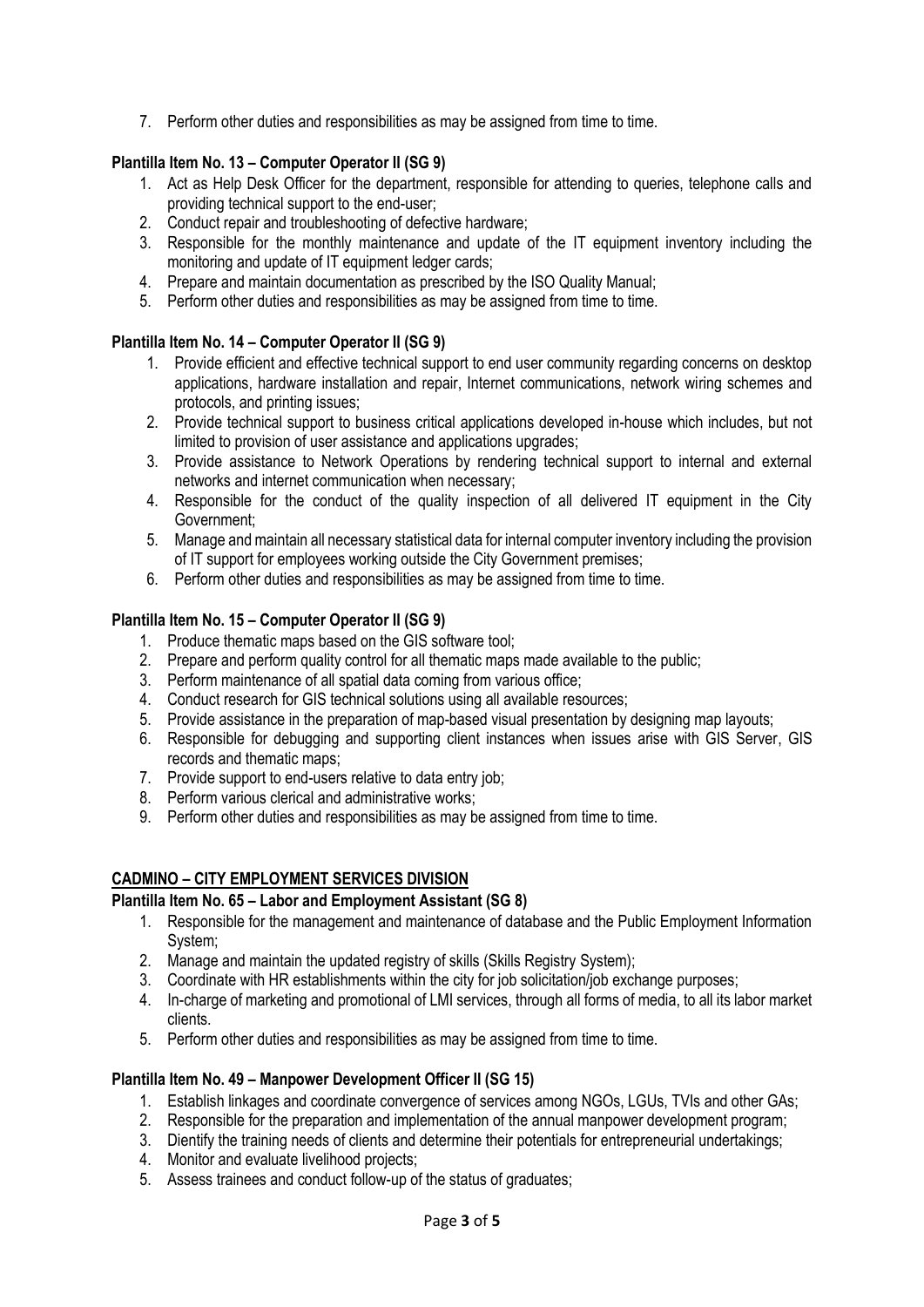7. Perform other duties and responsibilities as may be assigned from time to time.

**Plantilla Item No. 13 – Computer Operator II (SG 9)**

1. Act as Help Desk Officer for the department, responsible for attending to queries, telephone calls and providing technical support to the end-user;
2. Conduct repair and troubleshooting of defective hardware;
3. Responsible for the monthly maintenance and update of the IT equipment inventory including the monitoring and update of IT equipment ledger cards;
4. Prepare and maintain documentation as prescribed by the ISO Quality Manual;
5. Perform other duties and responsibilities as may be assigned from time to time.

**Plantilla Item No. 14 – Computer Operator II (SG 9)**

1. Provide efficient and effective technical support to end user community regarding concerns on desktop applications, hardware installation and repair, Internet communications, network wiring schemes and protocols, and printing issues;
2. Provide technical support to business critical applications developed in-house which includes, but not limited to provision of user assistance and applications upgrades;
3. Provide assistance to Network Operations by rendering technical support to internal and external networks and internet communication when necessary;
4. Responsible for the conduct of the quality inspection of all delivered IT equipment in the City Government;
5. Manage and maintain all necessary statistical data for internal computer inventory including the provision of IT support for employees working outside the City Government premises;
6. Perform other duties and responsibilities as may be assigned from time to time.

**Plantilla Item No. 15 – Computer Operator II (SG 9)**

1. Produce thematic maps based on the GIS software tool;
2. Prepare and perform quality control for all thematic maps made available to the public;
3. Perform maintenance of all spatial data coming from various office;
4. Conduct research for GIS technical solutions using all available resources;
5. Provide assistance in the preparation of map-based visual presentation by designing map layouts;
6. Responsible for debugging and supporting client instances when issues arise with GIS Server, GIS records and thematic maps;
7. Provide support to end-users relative to data entry job;
8. Perform various clerical and administrative works;
9. Perform other duties and responsibilities as may be assigned from time to time.

**CADMINO – CITY EMPLOYMENT SERVICES DIVISION**

**Plantilla Item No. 65 – Labor and Employment Assistant (SG 8)**

1. Responsible for the management and maintenance of database and the Public Employment Information System;
2. Manage and maintain the updated registry of skills (Skills Registry System);
3. Coordinate with HR establishments within the city for job solicitation/job exchange purposes;
4. In-charge of marketing and promotional of LMI services, through all forms of media, to all its labor market clients.
5. Perform other duties and responsibilities as may be assigned from time to time.

**Plantilla Item No. 49 – Manpower Development Officer II (SG 15)**

1. Establish linkages and coordinate convergence of services among NGOs, LGUs, TVIs and other GAs;
2. Responsible for the preparation and implementation of the annual manpower development program;
3. Dientify the training needs of clients and determine their potentials for entrepreneurial undertakings;
4. Monitor and evaluate livelihood projects;
5. Assess trainees and conduct follow-up of the status of graduates;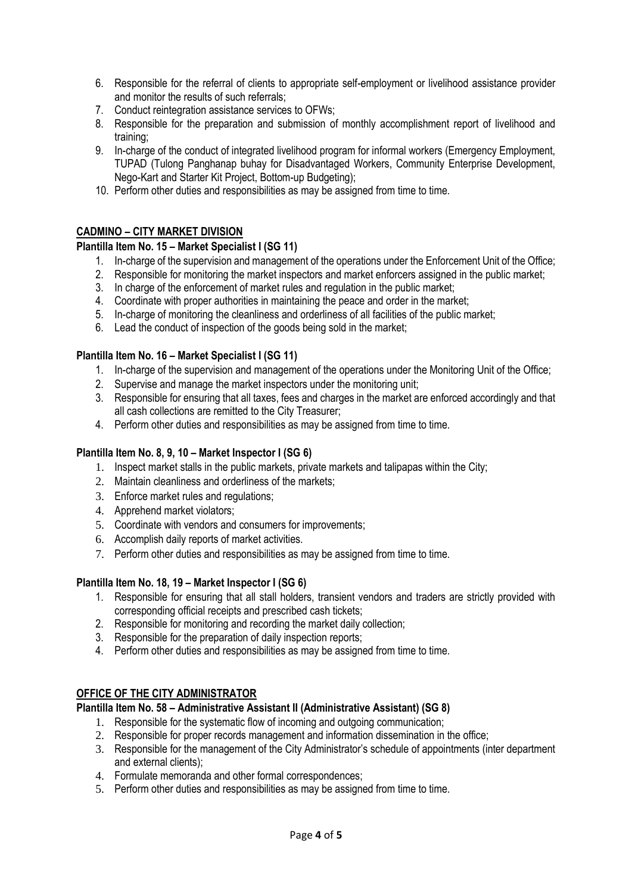6. Responsible for the referral of clients to appropriate self-employment or livelihood assistance provider and monitor the results of such referrals;
7. Conduct reintegration assistance services to OFWs;
8. Responsible for the preparation and submission of monthly accomplishment report of livelihood and training;
9. In-charge of the conduct of integrated livelihood program for informal workers (Emergency Employment, TUPAD (Tulong Panghanap buhay for Disadvantaged Workers, Community Enterprise Development, Nego-Kart and Starter Kit Project, Bottom-up Budgeting);
10. Perform other duties and responsibilities as may be assigned from time to time.

## CADMINO – CITY MARKET DIVISION

### Plantilla Item No. 15 – Market Specialist I (SG 11)

1. In-charge of the supervision and management of the operations under the Enforcement Unit of the Office;
2. Responsible for monitoring the market inspectors and market enforcers assigned in the public market;
3. In charge of the enforcement of market rules and regulation in the public market;
4. Coordinate with proper authorities in maintaining the peace and order in the market;
5. In-charge of monitoring the cleanliness and orderliness of all facilities of the public market;
6. Lead the conduct of inspection of the goods being sold in the market;

### Plantilla Item No. 16 – Market Specialist I (SG 11)

1. In-charge of the supervision and management of the operations under the Monitoring Unit of the Office;
2. Supervise and manage the market inspectors under the monitoring unit;
3. Responsible for ensuring that all taxes, fees and charges in the market are enforced accordingly and that all cash collections are remitted to the City Treasurer;
4. Perform other duties and responsibilities as may be assigned from time to time.

### Plantilla Item No. 8, 9, 10 – Market Inspector I (SG 6)

1. Inspect market stalls in the public markets, private markets and talipapas within the City;
2. Maintain cleanliness and orderliness of the markets;
3. Enforce market rules and regulations;
4. Apprehend market violators;
5. Coordinate with vendors and consumers for improvements;
6. Accomplish daily reports of market activities.
7. Perform other duties and responsibilities as may be assigned from time to time.

### Plantilla Item No. 18, 19 – Market Inspector I (SG 6)

1. Responsible for ensuring that all stall holders, transient vendors and traders are strictly provided with corresponding official receipts and prescribed cash tickets;
2. Responsible for monitoring and recording the market daily collection;
3. Responsible for the preparation of daily inspection reports;
4. Perform other duties and responsibilities as may be assigned from time to time.

## OFFICE OF THE CITY ADMINISTRATOR

### Plantilla Item No. 58 – Administrative Assistant II (Administrative Assistant) (SG 8)

1. Responsible for the systematic flow of incoming and outgoing communication;
2. Responsible for proper records management and information dissemination in the office;
3. Responsible for the management of the City Administrator's schedule of appointments (inter department and external clients);
4. Formulate memoranda and other formal correspondences;
5. Perform other duties and responsibilities as may be assigned from time to time.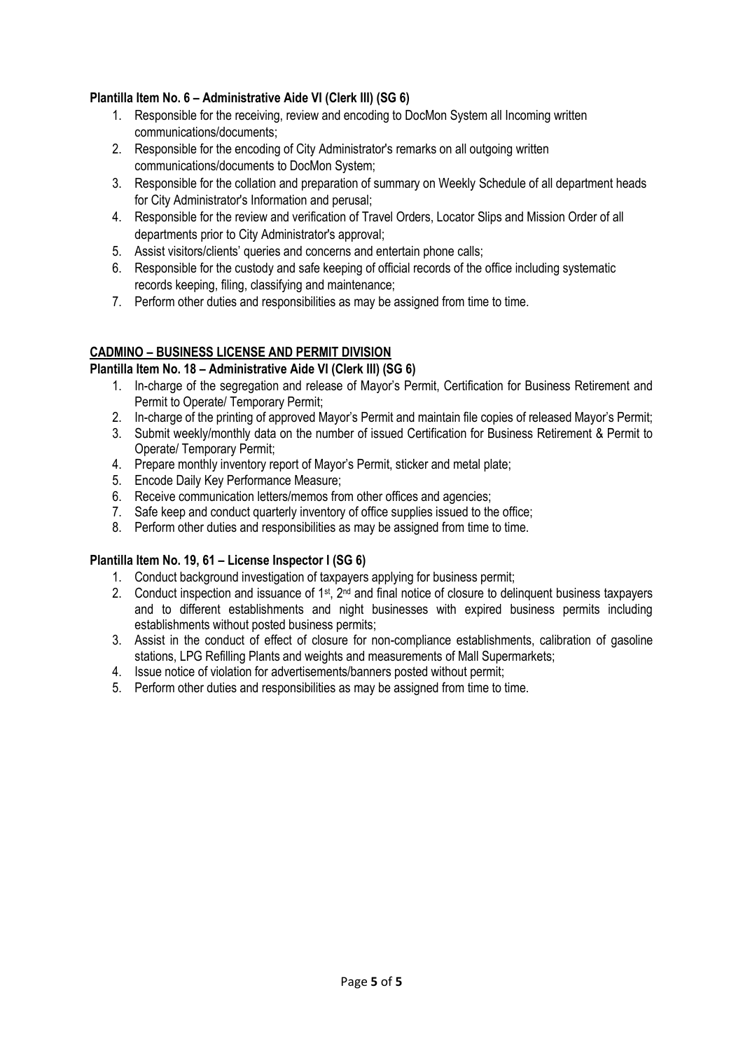**Plantilla Item No. 6 – Administrative Aide VI (Clerk III) (SG 6)**

1. Responsible for the receiving, review and encoding to DocMon System all Incoming written communications/documents;
2. Responsible for the encoding of City Administrator's remarks on all outgoing written communications/documents to DocMon System;
3. Responsible for the collation and preparation of summary on Weekly Schedule of all department heads for City Administrator's Information and perusal;
4. Responsible for the review and verification of Travel Orders, Locator Slips and Mission Order of all departments prior to City Administrator's approval;
5. Assist visitors/clients' queries and concerns and entertain phone calls;
6. Responsible for the custody and safe keeping of official records of the office including systematic records keeping, filing, classifying and maintenance;
7. Perform other duties and responsibilities as may be assigned from time to time.

**CADMINO – BUSINESS LICENSE AND PERMIT DIVISION**

**Plantilla Item No. 18 – Administrative Aide VI (Clerk III) (SG 6)**

1. In-charge of the segregation and release of Mayor's Permit, Certification for Business Retirement and Permit to Operate/ Temporary Permit;
2. In-charge of the printing of approved Mayor's Permit and maintain file copies of released Mayor's Permit;
3. Submit weekly/monthly data on the number of issued Certification for Business Retirement & Permit to Operate/ Temporary Permit;
4. Prepare monthly inventory report of Mayor's Permit, sticker and metal plate;
5. Encode Daily Key Performance Measure;
6. Receive communication letters/memos from other offices and agencies;
7. Safe keep and conduct quarterly inventory of office supplies issued to the office;
8. Perform other duties and responsibilities as may be assigned from time to time.

**Plantilla Item No. 19, 61 – License Inspector I (SG 6)**

1. Conduct background investigation of taxpayers applying for business permit;
2. Conduct inspection and issuance of 1st, 2nd and final notice of closure to delinquent business taxpayers and to different establishments and night businesses with expired business permits including establishments without posted business permits;
3. Assist in the conduct of effect of closure for non-compliance establishments, calibration of gasoline stations, LPG Refilling Plants and weights and measurements of Mall Supermarkets;
4. Issue notice of violation for advertisements/banners posted without permit;
5. Perform other duties and responsibilities as may be assigned from time to time.